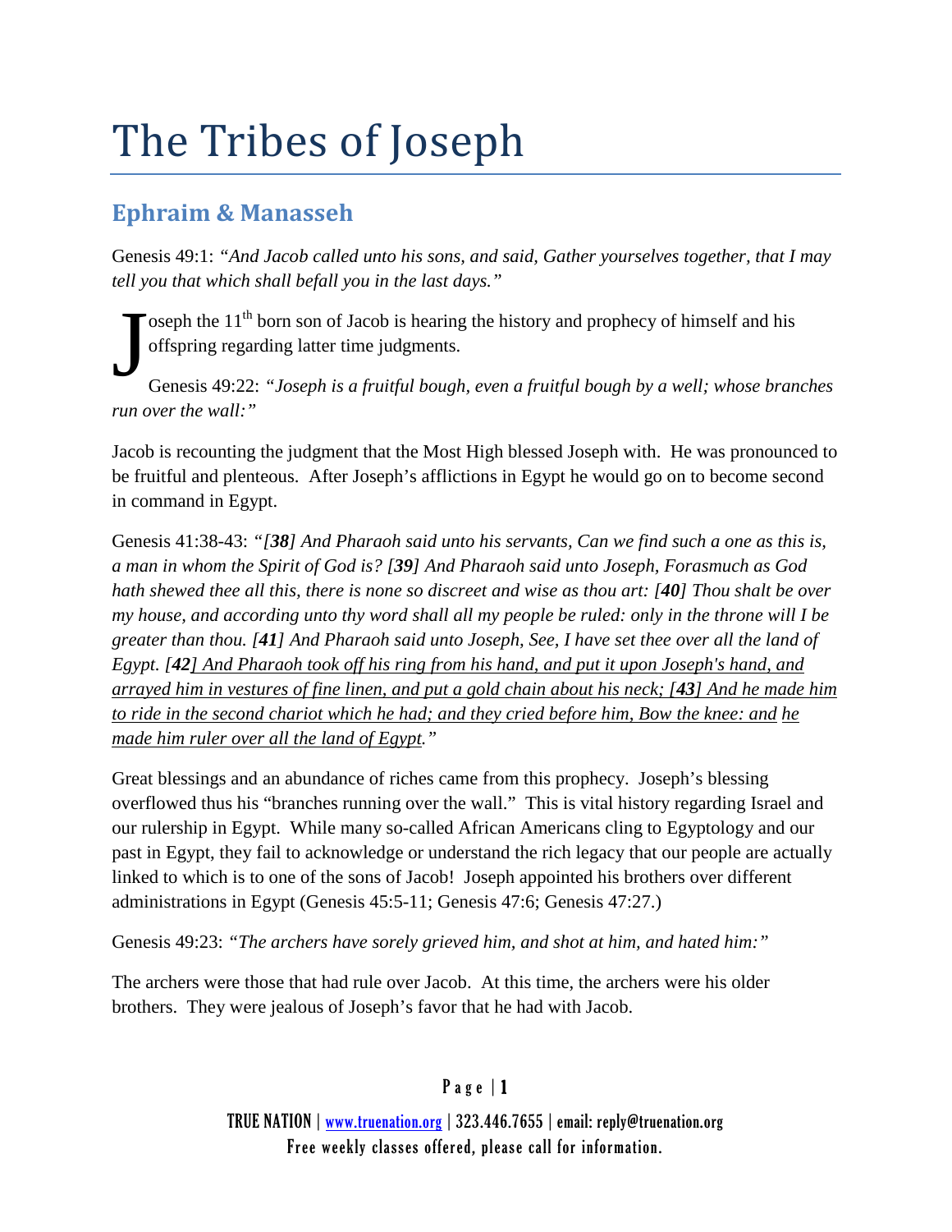# The Tribes of Joseph

## Ephraim & Manasseh

Genesis 49:1: *"And Jacob called unto his sons, and said, Gather yourselves together, that I may tell you that which shall befall you in the last days."*

Joseph the 11th born son of Jacob is hearing the history and prophecy of himself and his offspring regarding latter time judgments.

Genesis 49:22: *"Joseph is a fruitful bough, even a fruitful bough by a well; whose branches run over the wall:"*

Jacob is recounting the judgment that the Most High blessed Joseph with. He was pronounced to be fruitful and plenteous. After Joseph's afflictions in Egypt he would go on to become second in command in Egypt.

Genesis 41:38-43: *"[**38**] And Pharaoh said unto his servants, Can we find such a one as this is, a man in whom the Spirit of God is? [**39**] And Pharaoh said unto Joseph, Forasmuch as God hath shewed thee all this, there is none so discreet and wise as thou art: [**40**] Thou shalt be over my house, and according unto thy word shall all my people be ruled: only in the throne will I be greater than thou. [**41**] And Pharaoh said unto Joseph, See, I have set thee over all the land of Egypt. [**42**] <u>And Pharaoh took off his ring from his hand, and put it upon Joseph's hand, and arrayed him in vestures of fine linen, and put a gold chain about his neck; [**43**] And he made him to ride in the second chariot which he had; and they cried before him, Bow the knee: and</u> <u>he made him ruler over all the land of Egypt</u>."*

Great blessings and an abundance of riches came from this prophecy. Joseph's blessing overflowed thus his "branches running over the wall." This is vital history regarding Israel and our rulership in Egypt. While many so-called African Americans cling to Egyptology and our past in Egypt, they fail to acknowledge or understand the rich legacy that our people are actually linked to which is to one of the sons of Jacob! Joseph appointed his brothers over different administrations in Egypt (Genesis 45:5-11; Genesis 47:6; Genesis 47:27.)

Genesis 49:23: *"The archers have sorely grieved him, and shot at him, and hated him:"*

The archers were those that had rule over Jacob. At this time, the archers were his older brothers. They were jealous of Joseph's favor that he had with Jacob.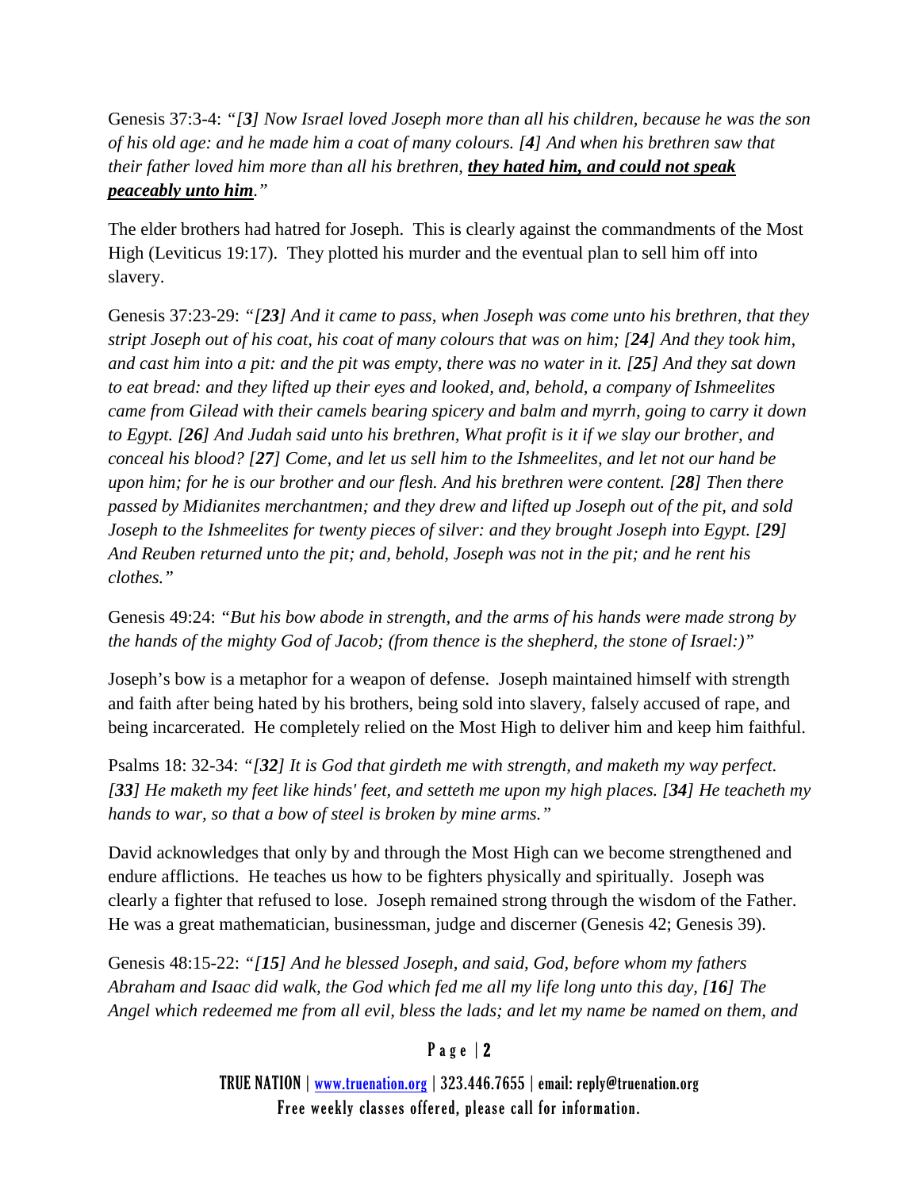Genesis 37:3-4: *"[**3**] Now Israel loved Joseph more than all his children, because he was the son of his old age: and he made him a coat of many colours. [**4**] And when his brethren saw that their father loved him more than all his brethren, **<u>they hated him, and could not speak peaceably unto him</u>**."*

The elder brothers had hatred for Joseph. This is clearly against the commandments of the Most High (Leviticus 19:17). They plotted his murder and the eventual plan to sell him off into slavery.

Genesis 37:23-29: *"[**23**] And it came to pass, when Joseph was come unto his brethren, that they stript Joseph out of his coat, his coat of many colours that was on him; [**24**] And they took him, and cast him into a pit: and the pit was empty, there was no water in it. [**25**] And they sat down to eat bread: and they lifted up their eyes and looked, and, behold, a company of Ishmeelites came from Gilead with their camels bearing spicery and balm and myrrh, going to carry it down to Egypt. [**26**] And Judah said unto his brethren, What profit is it if we slay our brother, and conceal his blood? [**27**] Come, and let us sell him to the Ishmeelites, and let not our hand be upon him; for he is our brother and our flesh. And his brethren were content. [**28**] Then there passed by Midianites merchantmen; and they drew and lifted up Joseph out of the pit, and sold Joseph to the Ishmeelites for twenty pieces of silver: and they brought Joseph into Egypt. [**29**] And Reuben returned unto the pit; and, behold, Joseph was not in the pit; and he rent his clothes."*

Genesis 49:24: *"But his bow abode in strength, and the arms of his hands were made strong by the hands of the mighty God of Jacob; (from thence is the shepherd, the stone of Israel:)"*

Joseph's bow is a metaphor for a weapon of defense. Joseph maintained himself with strength and faith after being hated by his brothers, being sold into slavery, falsely accused of rape, and being incarcerated. He completely relied on the Most High to deliver him and keep him faithful.

Psalms 18: 32-34: *"[**32**] It is God that girdeth me with strength, and maketh my way perfect. [**33**] He maketh my feet like hinds' feet, and setteth me upon my high places. [**34**] He teacheth my hands to war, so that a bow of steel is broken by mine arms."*

David acknowledges that only by and through the Most High can we become strengthened and endure afflictions. He teaches us how to be fighters physically and spiritually. Joseph was clearly a fighter that refused to lose. Joseph remained strong through the wisdom of the Father. He was a great mathematician, businessman, judge and discerner (Genesis 42; Genesis 39).

Genesis 48:15-22: *"[**15**] And he blessed Joseph, and said, God, before whom my fathers Abraham and Isaac did walk, the God which fed me all my life long unto this day, [**16**] The Angel which redeemed me from all evil, bless the lads; and let my name be named on them, and*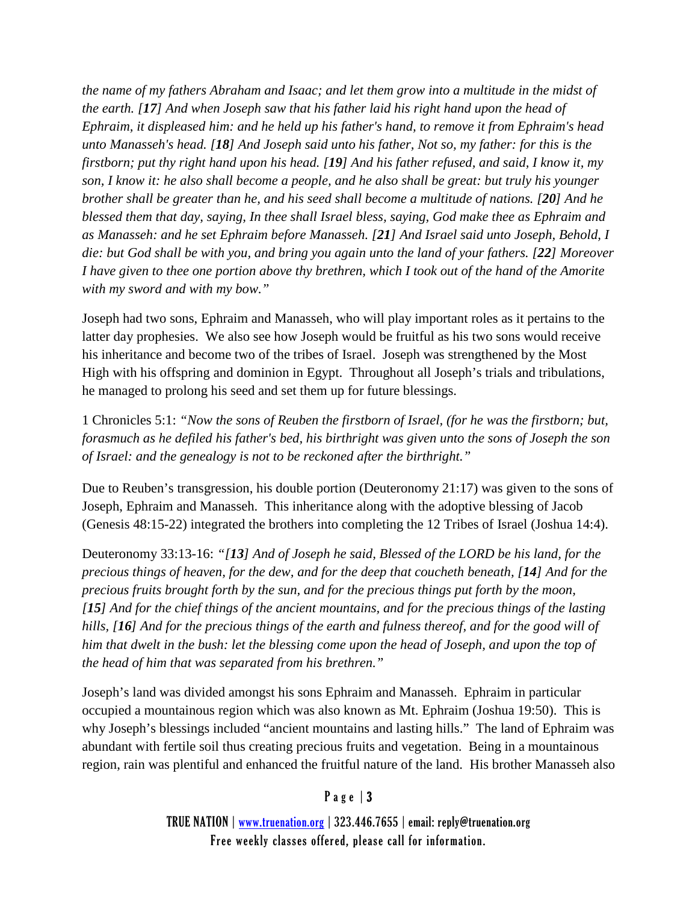*the name of my fathers Abraham and Isaac; and let them grow into a multitude in the midst of the earth. [**17**] And when Joseph saw that his father laid his right hand upon the head of Ephraim, it displeased him: and he held up his father's hand, to remove it from Ephraim's head unto Manasseh's head. [**18**] And Joseph said unto his father, Not so, my father: for this is the firstborn; put thy right hand upon his head. [**19**] And his father refused, and said, I know it, my son, I know it: he also shall become a people, and he also shall be great: but truly his younger brother shall be greater than he, and his seed shall become a multitude of nations. [**20**] And he blessed them that day, saying, In thee shall Israel bless, saying, God make thee as Ephraim and as Manasseh: and he set Ephraim before Manasseh. [**21**] And Israel said unto Joseph, Behold, I die: but God shall be with you, and bring you again unto the land of your fathers. [**22**] Moreover I have given to thee one portion above thy brethren, which I took out of the hand of the Amorite with my sword and with my bow."*

Joseph had two sons, Ephraim and Manasseh, who will play important roles as it pertains to the latter day prophesies. We also see how Joseph would be fruitful as his two sons would receive his inheritance and become two of the tribes of Israel. Joseph was strengthened by the Most High with his offspring and dominion in Egypt. Throughout all Joseph's trials and tribulations, he managed to prolong his seed and set them up for future blessings.

1 Chronicles 5:1: *"Now the sons of Reuben the firstborn of Israel, (for he was the firstborn; but, forasmuch as he defiled his father's bed, his birthright was given unto the sons of Joseph the son of Israel: and the genealogy is not to be reckoned after the birthright."*

Due to Reuben's transgression, his double portion (Deuteronomy 21:17) was given to the sons of Joseph, Ephraim and Manasseh. This inheritance along with the adoptive blessing of Jacob (Genesis 48:15-22) integrated the brothers into completing the 12 Tribes of Israel (Joshua 14:4).

Deuteronomy 33:13-16: *"[**13**] And of Joseph he said, Blessed of the LORD be his land, for the precious things of heaven, for the dew, and for the deep that coucheth beneath, [**14**] And for the precious fruits brought forth by the sun, and for the precious things put forth by the moon, [**15**] And for the chief things of the ancient mountains, and for the precious things of the lasting hills, [**16**] And for the precious things of the earth and fulness thereof, and for the good will of him that dwelt in the bush: let the blessing come upon the head of Joseph, and upon the top of the head of him that was separated from his brethren."*

Joseph's land was divided amongst his sons Ephraim and Manasseh. Ephraim in particular occupied a mountainous region which was also known as Mt. Ephraim (Joshua 19:50). This is why Joseph's blessings included "ancient mountains and lasting hills." The land of Ephraim was abundant with fertile soil thus creating precious fruits and vegetation. Being in a mountainous region, rain was plentiful and enhanced the fruitful nature of the land. His brother Manasseh also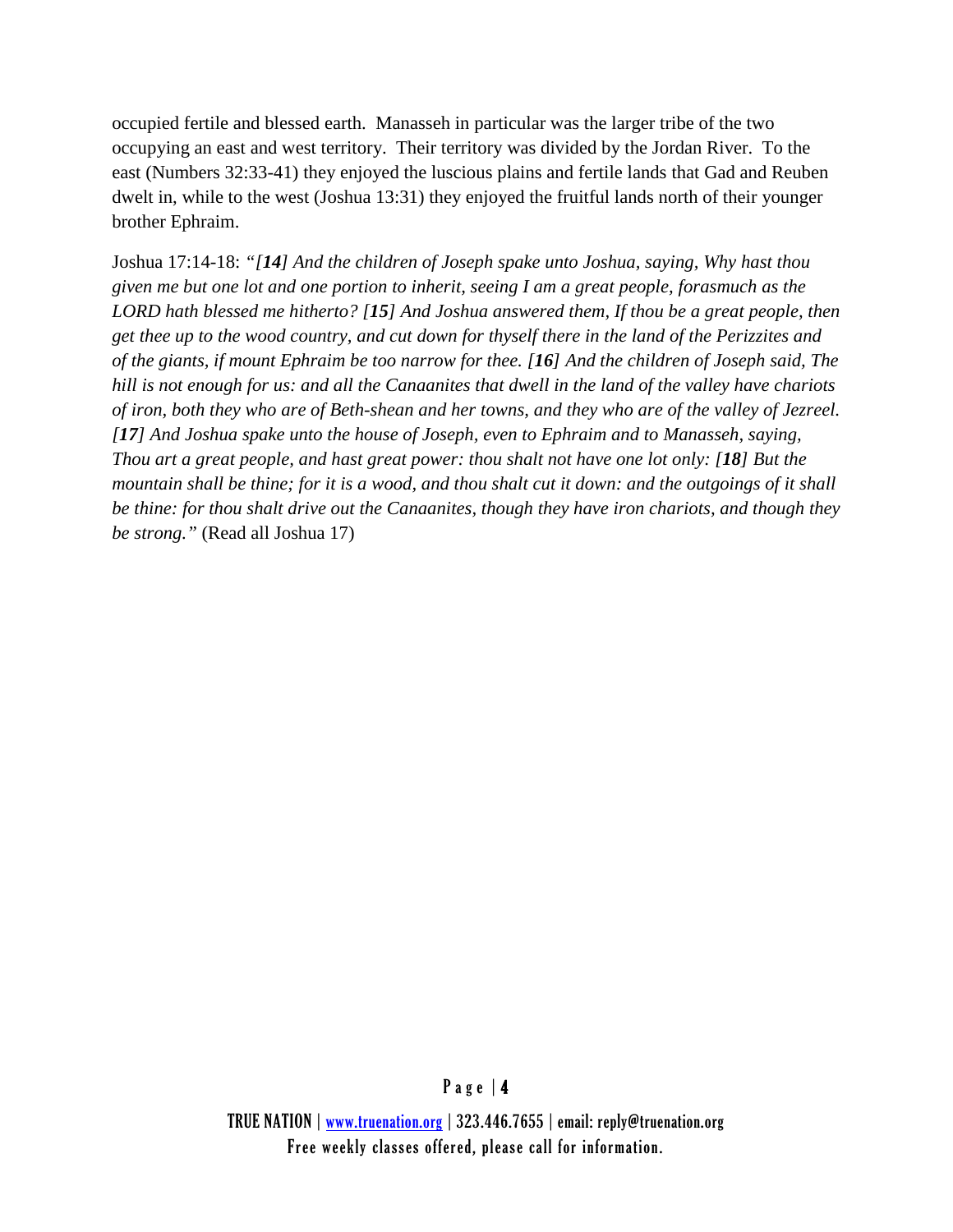occupied fertile and blessed earth. Manasseh in particular was the larger tribe of the two occupying an east and west territory. Their territory was divided by the Jordan River. To the east (Numbers 32:33-41) they enjoyed the luscious plains and fertile lands that Gad and Reuben dwelt in, while to the west (Joshua 13:31) they enjoyed the fruitful lands north of their younger brother Ephraim.

Joshua 17:14-18: *"[**14**] And the children of Joseph spake unto Joshua, saying, Why hast thou given me but one lot and one portion to inherit, seeing I am a great people, forasmuch as the LORD hath blessed me hitherto? [**15**] And Joshua answered them, If thou be a great people, then get thee up to the wood country, and cut down for thyself there in the land of the Perizzites and of the giants, if mount Ephraim be too narrow for thee. [**16**] And the children of Joseph said, The hill is not enough for us: and all the Canaanites that dwell in the land of the valley have chariots of iron, both they who are of Beth-shean and her towns, and they who are of the valley of Jezreel. [**17**] And Joshua spake unto the house of Joseph, even to Ephraim and to Manasseh, saying, Thou art a great people, and hast great power: thou shalt not have one lot only: [**18**] But the mountain shall be thine; for it is a wood, and thou shalt cut it down: and the outgoings of it shall be thine: for thou shalt drive out the Canaanites, though they have iron chariots, and though they be strong."* (Read all Joshua 17)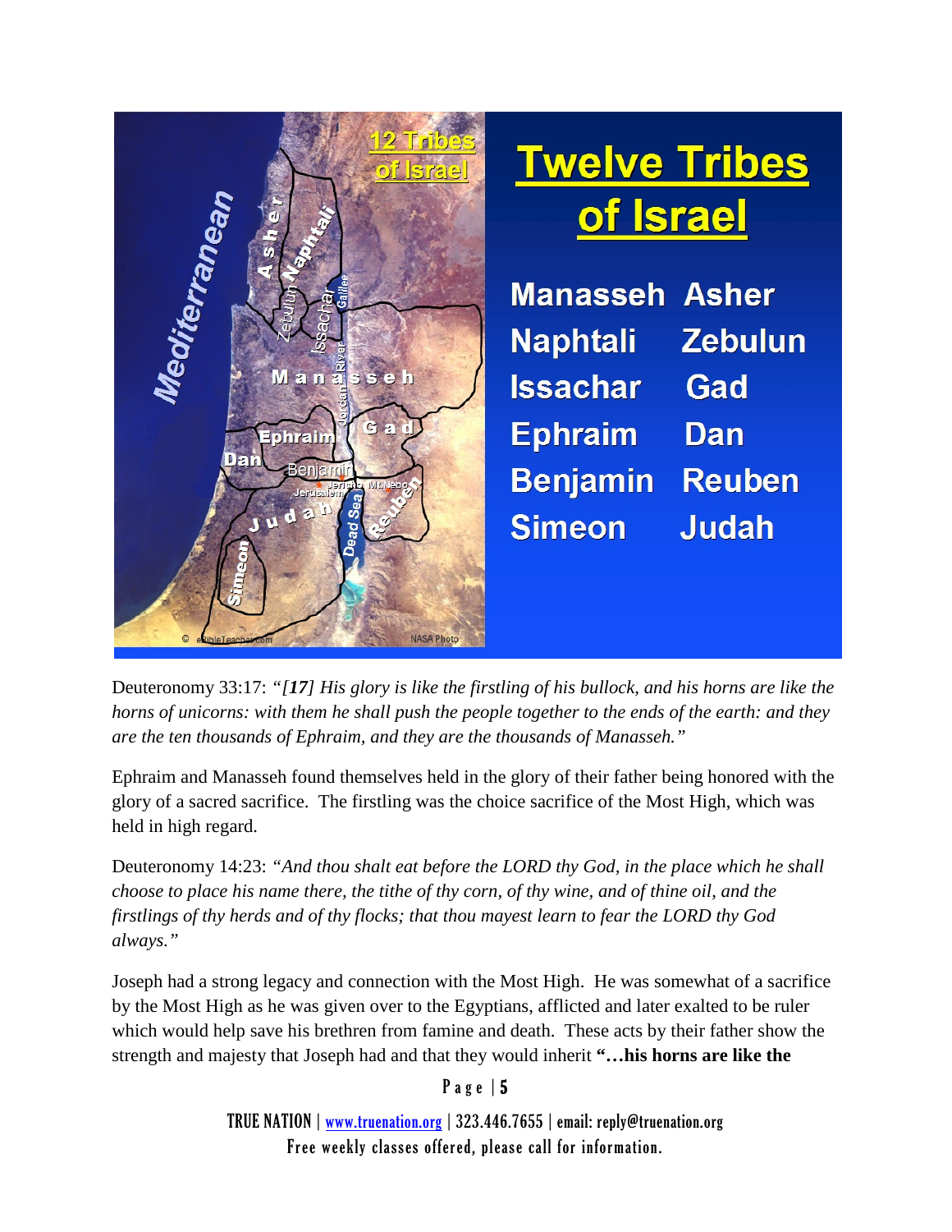# Twelve Tribes of Israel

| | |
|---|---|
| Manasseh | Asher |
| Naphtali | Zebulun |
| Issachar | Gad |
| Ephraim | Dan |
| Benjamin | Reuben |
| Simeon | Judah |

Deuteronomy 33:17: *"[**17**] His glory is like the firstling of his bullock, and his horns are like the horns of unicorns: with them he shall push the people together to the ends of the earth: and they are the ten thousands of Ephraim, and they are the thousands of Manasseh."*

Ephraim and Manasseh found themselves held in the glory of their father being honored with the glory of a sacred sacrifice. The firstling was the choice sacrifice of the Most High, which was held in high regard.

Deuteronomy 14:23: *"And thou shalt eat before the LORD thy God, in the place which he shall choose to place his name there, the tithe of thy corn, of thy wine, and of thine oil, and the firstlings of thy herds and of thy flocks; that thou mayest learn to fear the LORD thy God always."*

Joseph had a strong legacy and connection with the Most High. He was somewhat of a sacrifice by the Most High as he was given over to the Egyptians, afflicted and later exalted to be ruler which would help save his brethren from famine and death. These acts by their father show the strength and majesty that Joseph had and that they would inherit **"…his horns are like the**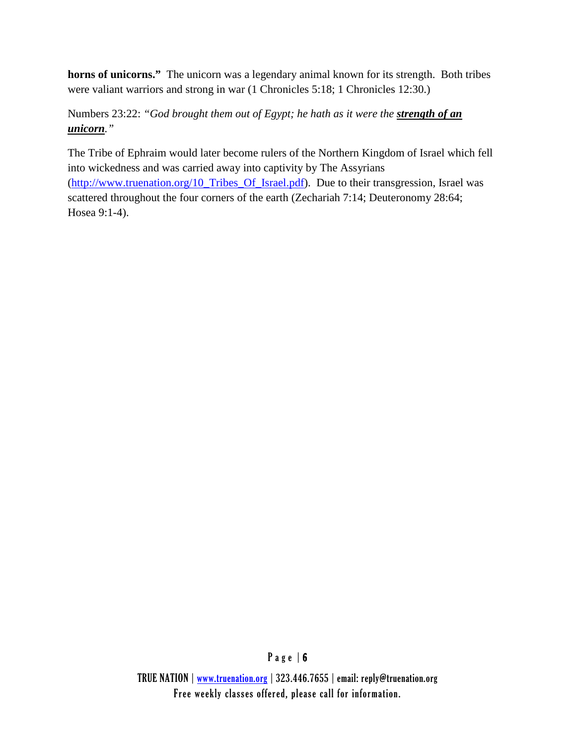**horns of unicorns."** The unicorn was a legendary animal known for its strength. Both tribes were valiant warriors and strong in war (1 Chronicles 5:18; 1 Chronicles 12:30.)

Numbers 23:22: *"God brought them out of Egypt; he hath as it were the* ***strength of an unicorn****."*

The Tribe of Ephraim would later become rulers of the Northern Kingdom of Israel which fell into wickedness and was carried away into captivity by The Assyrians (http://www.truenation.org/10_Tribes_Of_Israel.pdf). Due to their transgression, Israel was scattered throughout the four corners of the earth (Zechariah 7:14; Deuteronomy 28:64; Hosea 9:1-4).